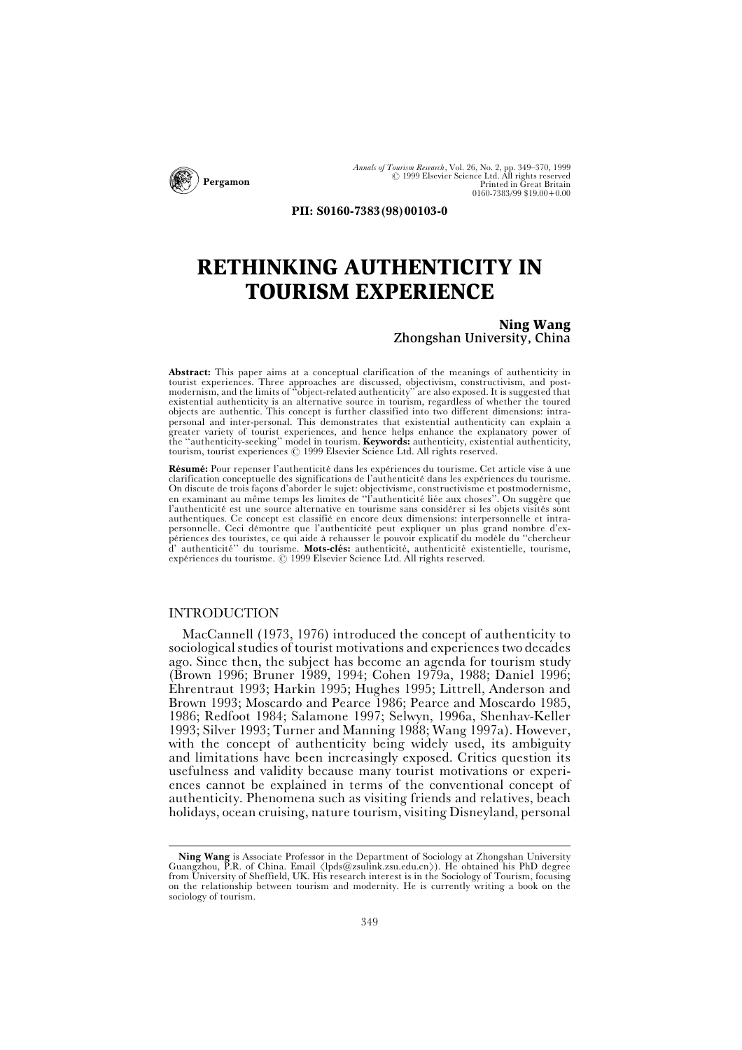PII: S0160-7383(98)00103-0

# RETHINKING AUTHENTICITY IN TOURISM EXPERIENCE

**Ning Wang**
Zhongshan University, China

**Abstract:** This paper aims at a conceptual clarification of the meanings of authenticity in tourist experiences. Three approaches are discussed, objectivism, constructivism, and postmodernism, and the limits of "object-related authenticity" are also exposed. It is suggested that existential authenticity is an alternative source in tourism, regardless of whether the toured objects are authentic. This concept is further classified into two different dimensions: intra-personal and inter-personal. This demonstrates that existential authenticity can explain a greater variety of tourist experiences, and hence helps enhance the explanatory power of the "authenticity-seeking" model in tourism. **Keywords:** authenticity, existential authenticity, tourism, tourist experiences © 1999 Elsevier Science Ltd. All rights reserved.

**Résumé:** Pour repenser l'authenticité dans les expériences du tourisme. Cet article vise à une clarification conceptuelle des significations de l'authenticité dans les expériences du tourisme. On discute de trois façons d'aborder le sujet: objectivisme, constructivisme et postmodernisme, en examinant au même temps les limites de "l'authenticité liée aux choses". On suggère que l'authenticité est une source alternative en tourisme sans considérer si les objets visités sont authentiques. Ce concept est classifié en encore deux dimensions: interpersonnelle et intra-personnelle. Ceci démontre que l'authenticité peut expliquer un plus grand nombre d'expériences des touristes, ce qui aide à rehausser le pouvoir explicatif du modèle du "chercheur d' authenticité" du tourisme. **Mots-clés:** authenticité, authenticité existentielle, tourisme, expériences du tourisme. © 1999 Elsevier Science Ltd. All rights reserved.

## INTRODUCTION

MacCannell (1973, 1976) introduced the concept of authenticity to sociological studies of tourist motivations and experiences two decades ago. Since then, the subject has become an agenda for tourism study (Brown 1996; Bruner 1989, 1994; Cohen 1979a, 1988; Daniel 1996; Ehrentraut 1993; Harkin 1995; Hughes 1995; Littrell, Anderson and Brown 1993; Moscardo and Pearce 1986; Pearce and Moscardo 1985, 1986; Redfoot 1984; Salamone 1997; Selwyn, 1996a, Shenhav-Keller 1993; Silver 1993; Turner and Manning 1988; Wang 1997a). However, with the concept of authenticity being widely used, its ambiguity and limitations have been increasingly exposed. Critics question its usefulness and validity because many tourist motivations or experiences cannot be explained in terms of the conventional concept of authenticity. Phenomena such as visiting friends and relatives, beach holidays, ocean cruising, nature tourism, visiting Disneyland, personal

---

**Ning Wang** is Associate Professor in the Department of Sociology at Zhongshan University Guangzhou, P.R. of China. Email ⟨lpds@zsulink.zsu.edu.cn⟩). He obtained his PhD degree from University of Sheffield, UK. His research interest is in the Sociology of Tourism, focusing on the relationship between tourism and modernity. He is currently writing a book on the sociology of tourism.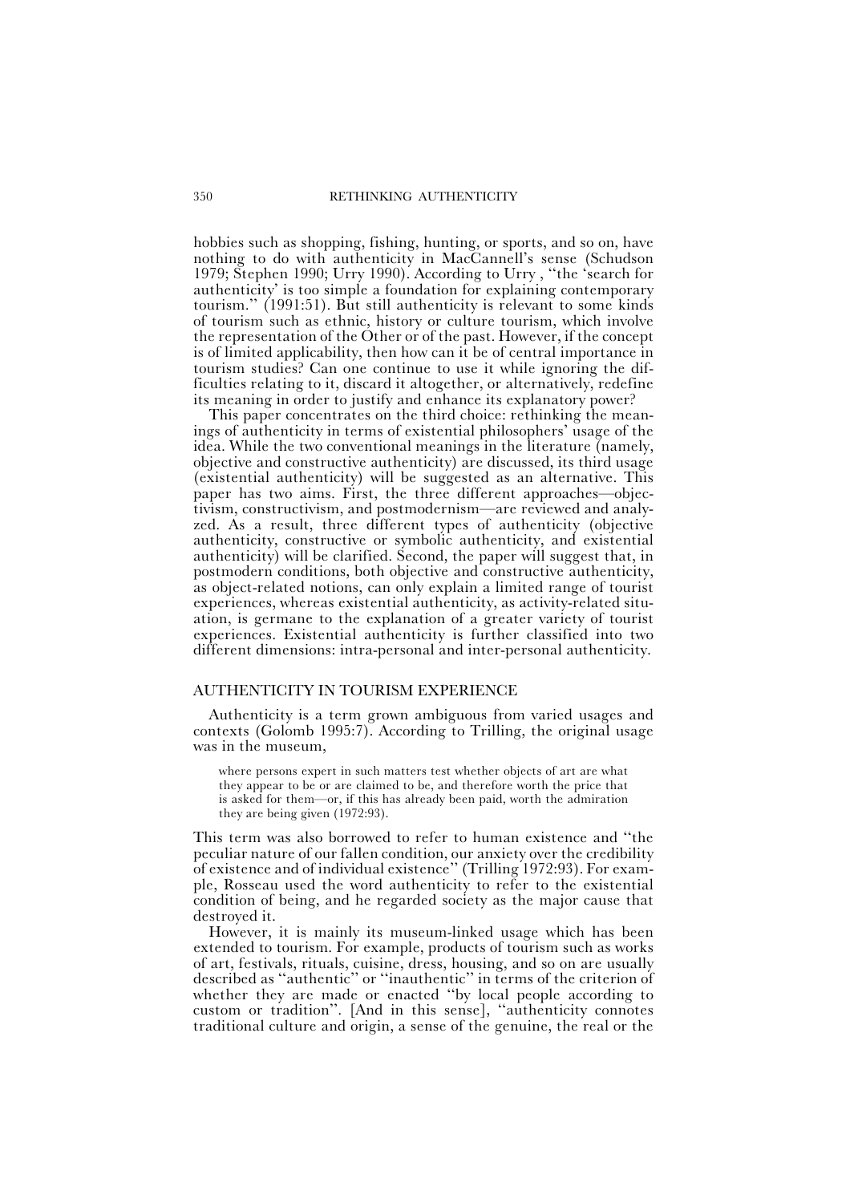hobbies such as shopping, fishing, hunting, or sports, and so on, have nothing to do with authenticity in MacCannell's sense (Schudson 1979; Stephen 1990; Urry 1990). According to Urry , "the 'search for authenticity' is too simple a foundation for explaining contemporary tourism." (1991:51). But still authenticity is relevant to some kinds of tourism such as ethnic, history or culture tourism, which involve the representation of the Other or of the past. However, if the concept is of limited applicability, then how can it be of central importance in tourism studies? Can one continue to use it while ignoring the difficulties relating to it, discard it altogether, or alternatively, redefine its meaning in order to justify and enhance its explanatory power?

This paper concentrates on the third choice: rethinking the meanings of authenticity in terms of existential philosophers' usage of the idea. While the two conventional meanings in the literature (namely, objective and constructive authenticity) are discussed, its third usage (existential authenticity) will be suggested as an alternative. This paper has two aims. First, the three different approaches—objectivism, constructivism, and postmodernism—are reviewed and analyzed. As a result, three different types of authenticity (objective authenticity, constructive or symbolic authenticity, and existential authenticity) will be clarified. Second, the paper will suggest that, in postmodern conditions, both objective and constructive authenticity, as object-related notions, can only explain a limited range of tourist experiences, whereas existential authenticity, as activity-related situation, is germane to the explanation of a greater variety of tourist experiences. Existential authenticity is further classified into two different dimensions: intra-personal and inter-personal authenticity.

## AUTHENTICITY IN TOURISM EXPERIENCE

Authenticity is a term grown ambiguous from varied usages and contexts (Golomb 1995:7). According to Trilling, the original usage was in the museum,

> where persons expert in such matters test whether objects of art are what they appear to be or are claimed to be, and therefore worth the price that is asked for them—or, if this has already been paid, worth the admiration they are being given (1972:93).

This term was also borrowed to refer to human existence and "the peculiar nature of our fallen condition, our anxiety over the credibility of existence and of individual existence" (Trilling 1972:93). For example, Rosseau used the word authenticity to refer to the existential condition of being, and he regarded society as the major cause that destroyed it.

However, it is mainly its museum-linked usage which has been extended to tourism. For example, products of tourism such as works of art, festivals, rituals, cuisine, dress, housing, and so on are usually described as "authentic" or "inauthentic" in terms of the criterion of whether they are made or enacted "by local people according to custom or tradition". [And in this sense], "authenticity connotes traditional culture and origin, a sense of the genuine, the real or the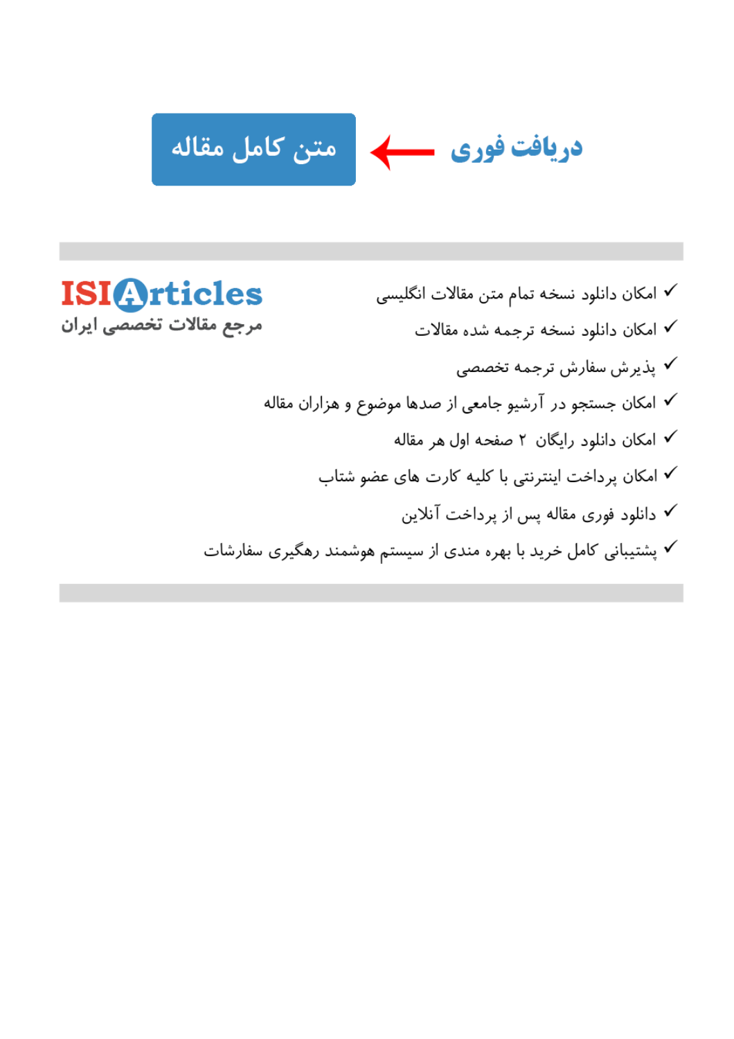دریافت فوری ← **متن کامل مقاله**

**ISIArticles**
مرجع مقالات تخصصی ایران

- ✓ امکان دانلود نسخه تمام متن مقالات انگلیسی
- ✓ امکان دانلود نسخه ترجمه شده مقالات
- ✓ پذیرش سفارش ترجمه تخصصی
- ✓ امکان جستجو در آرشیو جامعی از صدها موضوع و هزاران مقاله
- ✓ امکان دانلود رایگان ۲ صفحه اول هر مقاله
- ✓ امکان پرداخت اینترنتی با کلیه کارت های عضو شتاب
- ✓ دانلود فوری مقاله پس از پرداخت آنلاین
- ✓ پشتیبانی کامل خرید با بهره مندی از سیستم هوشمند رهگیری سفارشات